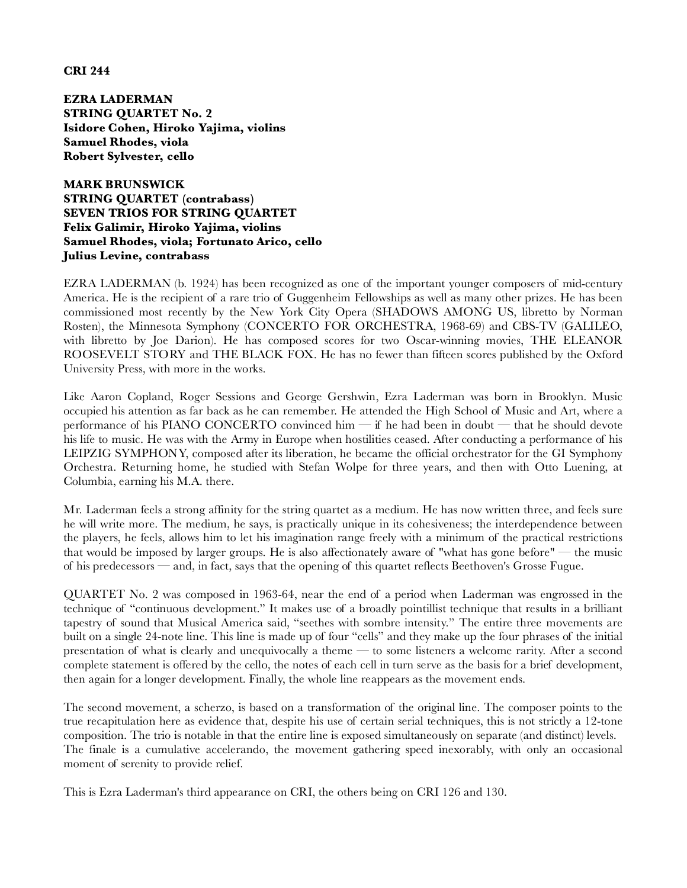**CRI 244**

**EZRA LADERMAN**
**STRING QUARTET No. 2**
**Isidore Cohen, Hiroko Yajima, violins**
**Samuel Rhodes, viola**
**Robert Sylvester, cello**

**MARK BRUNSWICK**
**STRING QUARTET (contrabass)**
**SEVEN TRIOS FOR STRING QUARTET**
**Felix Galimir, Hiroko Yajima, violins**
**Samuel Rhodes, viola; Fortunato Arico, cello**
**Julius Levine, contrabass**

EZRA LADERMAN (b. 1924) has been recognized as one of the important younger composers of mid-century America. He is the recipient of a rare trio of Guggenheim Fellowships as well as many other prizes. He has been commissioned most recently by the New York City Opera (SHADOWS AMONG US, libretto by Norman Rosten), the Minnesota Symphony (CONCERTO FOR ORCHESTRA, 1968-69) and CBS-TV (GALILEO, with libretto by Joe Darion). He has composed scores for two Oscar-winning movies, THE ELEANOR ROOSEVELT STORY and THE BLACK FOX. He has no fewer than fifteen scores published by the Oxford University Press, with more in the works.

Like Aaron Copland, Roger Sessions and George Gershwin, Ezra Laderman was born in Brooklyn. Music occupied his attention as far back as he can remember. He attended the High School of Music and Art, where a performance of his PIANO CONCERTO convinced him — if he had been in doubt — that he should devote his life to music. He was with the Army in Europe when hostilities ceased. After conducting a performance of his LEIPZIG SYMPHONY, composed after its liberation, he became the official orchestrator for the GI Symphony Orchestra. Returning home, he studied with Stefan Wolpe for three years, and then with Otto Luening, at Columbia, earning his M.A. there.

Mr. Laderman feels a strong affinity for the string quartet as a medium. He has now written three, and feels sure he will write more. The medium, he says, is practically unique in its cohesiveness; the interdependence between the players, he feels, allows him to let his imagination range freely with a minimum of the practical restrictions that would be imposed by larger groups. He is also affectionately aware of "what has gone before" — the music of his predecessors — and, in fact, says that the opening of this quartet reflects Beethoven's Grosse Fugue.

QUARTET No. 2 was composed in 1963-64, near the end of a period when Laderman was engrossed in the technique of "continuous development." It makes use of a broadly pointillist technique that results in a brilliant tapestry of sound that Musical America said, "seethes with sombre intensity." The entire three movements are built on a single 24-note line. This line is made up of four "cells" and they make up the four phrases of the initial presentation of what is clearly and unequivocally a theme — to some listeners a welcome rarity. After a second complete statement is offered by the cello, the notes of each cell in turn serve as the basis for a brief development, then again for a longer development. Finally, the whole line reappears as the movement ends.

The second movement, a scherzo, is based on a transformation of the original line. The composer points to the true recapitulation here as evidence that, despite his use of certain serial techniques, this is not strictly a 12-tone composition. The trio is notable in that the entire line is exposed simultaneously on separate (and distinct) levels. The finale is a cumulative accelerando, the movement gathering speed inexorably, with only an occasional moment of serenity to provide relief.

This is Ezra Laderman's third appearance on CRI, the others being on CRI 126 and 130.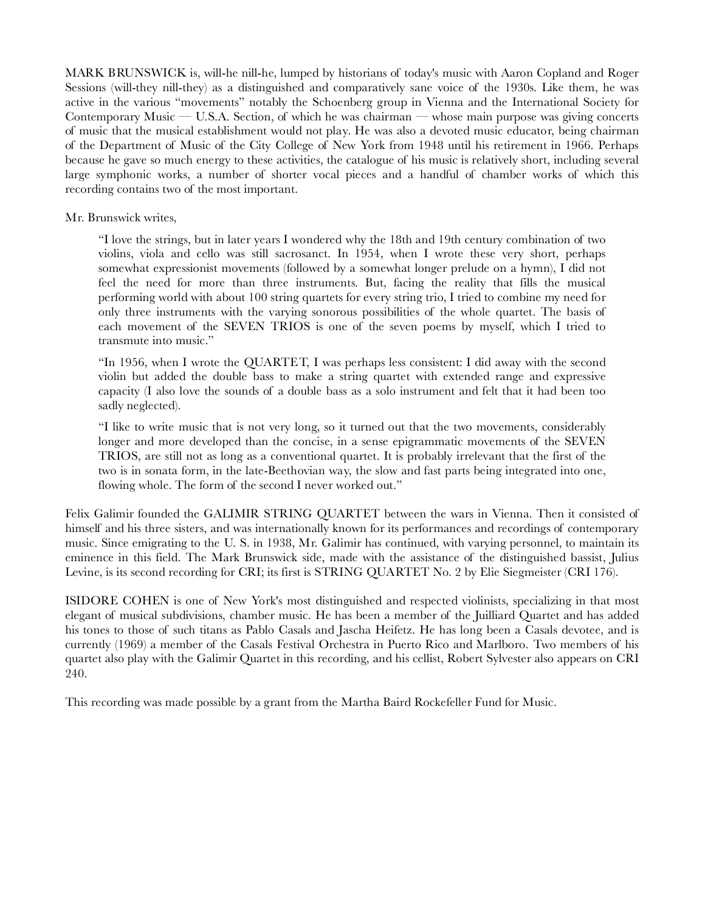MARK BRUNSWICK is, will-he nill-he, lumped by historians of today's music with Aaron Copland and Roger Sessions (will-they nill-they) as a distinguished and comparatively sane voice of the 1930s. Like them, he was active in the various "movements" notably the Schoenberg group in Vienna and the International Society for Contemporary Music — U.S.A. Section, of which he was chairman — whose main purpose was giving concerts of music that the musical establishment would not play. He was also a devoted music educator, being chairman of the Department of Music of the City College of New York from 1948 until his retirement in 1966. Perhaps because he gave so much energy to these activities, the catalogue of his music is relatively short, including several large symphonic works, a number of shorter vocal pieces and a handful of chamber works of which this recording contains two of the most important.

Mr. Brunswick writes,

> "I love the strings, but in later years I wondered why the 18th and 19th century combination of two violins, viola and cello was still sacrosanct. In 1954, when I wrote these very short, perhaps somewhat expressionist movements (followed by a somewhat longer prelude on a hymn), I did not feel the need for more than three instruments. But, facing the reality that fills the musical performing world with about 100 string quartets for every string trio, I tried to combine my need for only three instruments with the varying sonorous possibilities of the whole quartet. The basis of each movement of the SEVEN TRIOS is one of the seven poems by myself, which I tried to transmute into music."
>
> "In 1956, when I wrote the QUARTET, I was perhaps less consistent: I did away with the second violin but added the double bass to make a string quartet with extended range and expressive capacity (I also love the sounds of a double bass as a solo instrument and felt that it had been too sadly neglected).
>
> "I like to write music that is not very long, so it turned out that the two movements, considerably longer and more developed than the concise, in a sense epigrammatic movements of the SEVEN TRIOS, are still not as long as a conventional quartet. It is probably irrelevant that the first of the two is in sonata form, in the late-Beethovian way, the slow and fast parts being integrated into one, flowing whole. The form of the second I never worked out."

Felix Galimir founded the GALIMIR STRING QUARTET between the wars in Vienna. Then it consisted of himself and his three sisters, and was internationally known for its performances and recordings of contemporary music. Since emigrating to the U. S. in 1938, Mr. Galimir has continued, with varying personnel, to maintain its eminence in this field. The Mark Brunswick side, made with the assistance of the distinguished bassist, Julius Levine, is its second recording for CRI; its first is STRING QUARTET No. 2 by Elie Siegmeister (CRI 176).

ISIDORE COHEN is one of New York's most distinguished and respected violinists, specializing in that most elegant of musical subdivisions, chamber music. He has been a member of the Juilliard Quartet and has added his tones to those of such titans as Pablo Casals and Jascha Heifetz. He has long been a Casals devotee, and is currently (1969) a member of the Casals Festival Orchestra in Puerto Rico and Marlboro. Two members of his quartet also play with the Galimir Quartet in this recording, and his cellist, Robert Sylvester also appears on CRI 240.

This recording was made possible by a grant from the Martha Baird Rockefeller Fund for Music.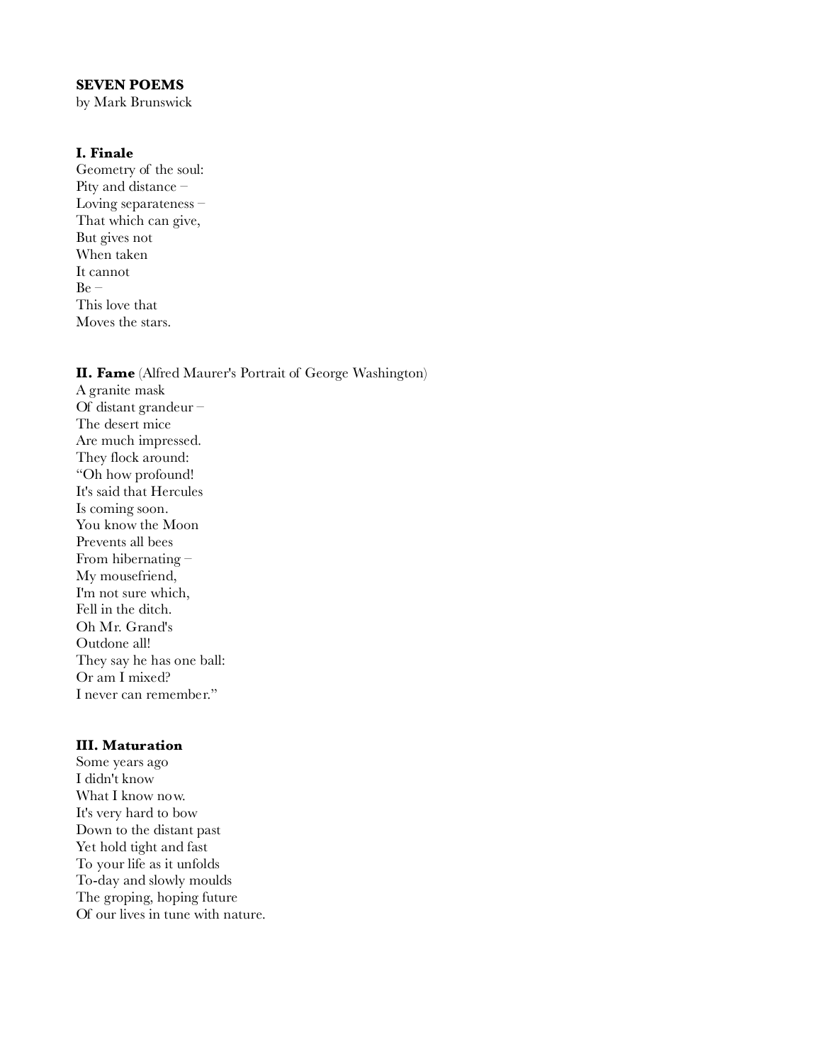**SEVEN POEMS**
by Mark Brunswick

**I. Finale**

Geometry of the soul:  
Pity and distance –  
Loving separateness –  
That which can give,  
But gives not  
When taken  
It cannot  
Be –  
This love that  
Moves the stars.

**II. Fame** (Alfred Maurer's Portrait of George Washington)

A granite mask  
Of distant grandeur –  
The desert mice  
Are much impressed.  
They flock around:  
"Oh how profound!  
It's said that Hercules  
Is coming soon.  
You know the Moon  
Prevents all bees  
From hibernating –  
My mousefriend,  
I'm not sure which,  
Fell in the ditch.  
Oh Mr. Grand's  
Outdone all!  
They say he has one ball:  
Or am I mixed?  
I never can remember."

**III. Maturation**

Some years ago  
I didn't know  
What I know now.  
It's very hard to bow  
Down to the distant past  
Yet hold tight and fast  
To your life as it unfolds  
To-day and slowly moulds  
The groping, hoping future  
Of our lives in tune with nature.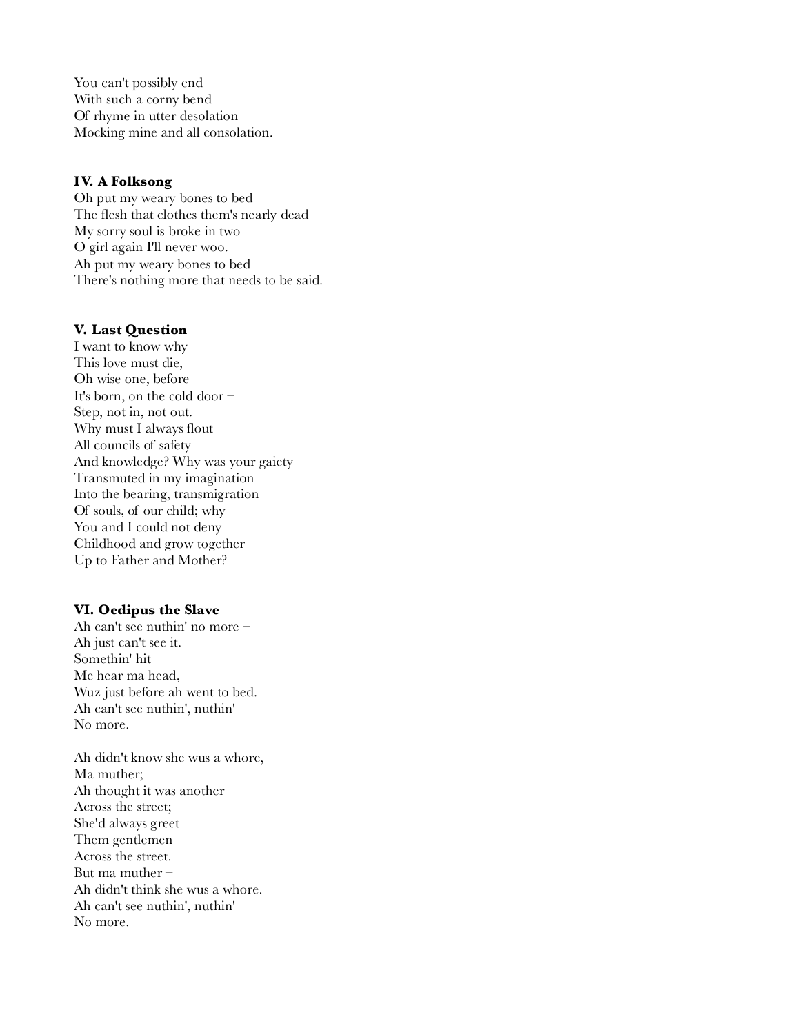You can't possibly end  
With such a corny bend  
Of rhyme in utter desolation  
Mocking mine and all consolation.

### IV. A Folksong

Oh put my weary bones to bed  
The flesh that clothes them's nearly dead  
My sorry soul is broke in two  
O girl again I'll never woo.  
Ah put my weary bones to bed  
There's nothing more that needs to be said.

### V. Last Question

I want to know why  
This love must die,  
Oh wise one, before  
It's born, on the cold door –  
Step, not in, not out.  
Why must I always flout  
All councils of safety  
And knowledge? Why was your gaiety  
Transmuted in my imagination  
Into the bearing, transmigration  
Of souls, of our child; why  
You and I could not deny  
Childhood and grow together  
Up to Father and Mother?

### VI. Oedipus the Slave

Ah can't see nuthin' no more –  
Ah just can't see it.  
Somethin' hit  
Me hear ma head,  
Wuz just before ah went to bed.  
Ah can't see nuthin', nuthin'  
No more.

Ah didn't know she wus a whore,  
Ma muther;  
Ah thought it was another  
Across the street;  
She'd always greet  
Them gentlemen  
Across the street.  
But ma muther –  
Ah didn't think she wus a whore.  
Ah can't see nuthin', nuthin'  
No more.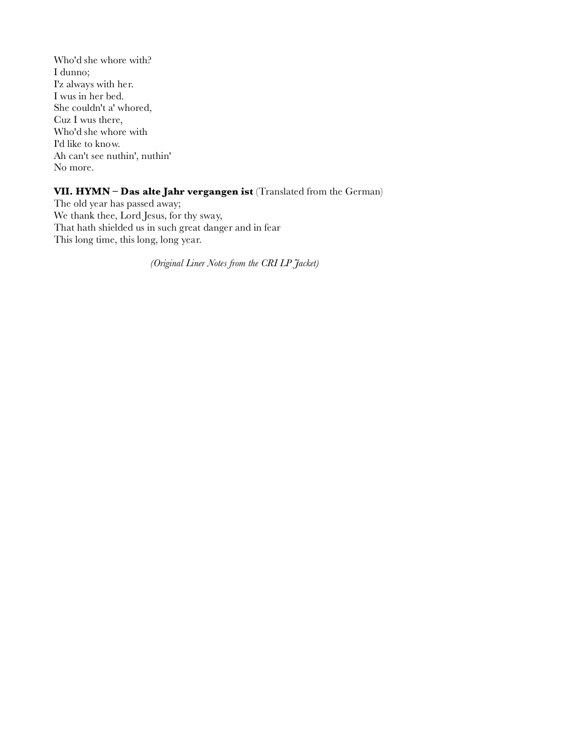Who'd she whore with?
I dunno;
I'z always with her.
I wus in her bed.
She couldn't a' whored,
Cuz I wus there,
Who'd she whore with
I'd like to know.
Ah can't see nuthin', nuthin'
No more.

**VII. HYMN – Das alte Jahr vergangen ist** (Translated from the German)
The old year has passed away;
We thank thee, Lord Jesus, for thy sway,
That hath shielded us in such great danger and in fear
This long time, this long, long year.

*(Original Liner Notes from the CRI LP Jacket)*